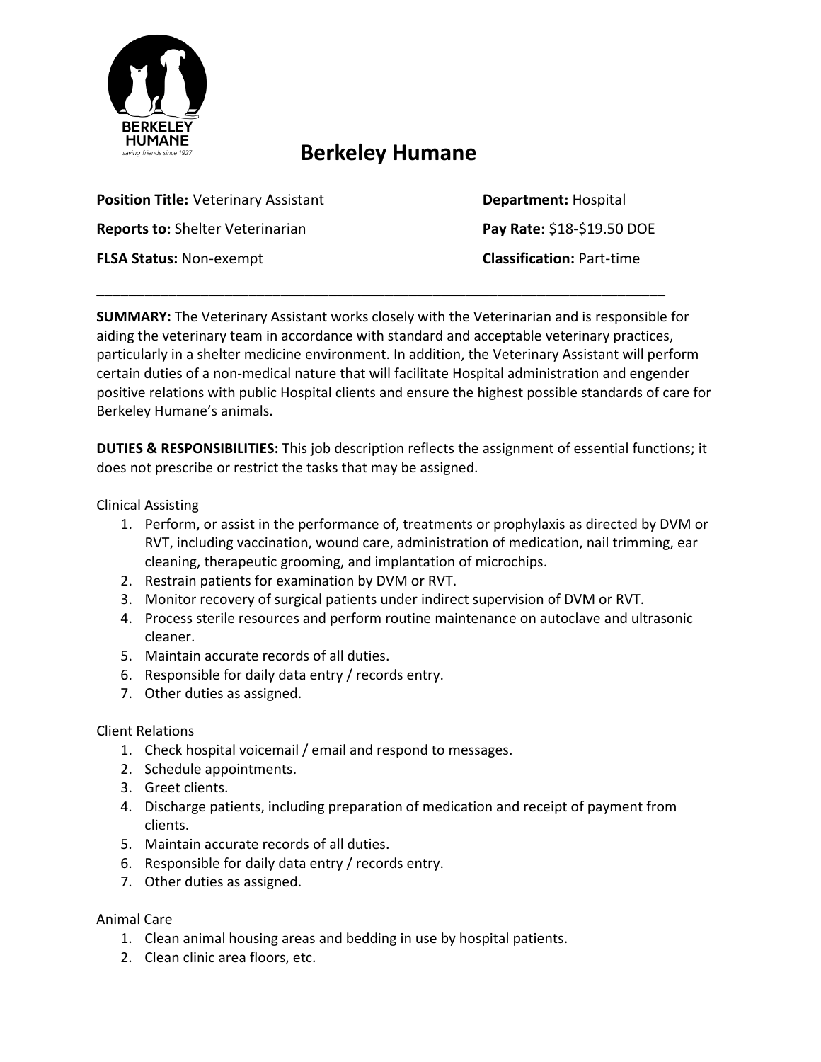BERKELEY HUMANE
saving friends since 1927

# Berkeley Humane

**Position Title:** Veterinary Assistant

**Department:** Hospital

**Reports to:** Shelter Veterinarian

**Pay Rate:** $18-$19.50 DOE

**FLSA Status:** Non-exempt

**Classification:** Part-time

---

**SUMMARY:** The Veterinary Assistant works closely with the Veterinarian and is responsible for aiding the veterinary team in accordance with standard and acceptable veterinary practices, particularly in a shelter medicine environment. In addition, the Veterinary Assistant will perform certain duties of a non-medical nature that will facilitate Hospital administration and engender positive relations with public Hospital clients and ensure the highest possible standards of care for Berkeley Humane's animals.

**DUTIES & RESPONSIBILITIES:** This job description reflects the assignment of essential functions; it does not prescribe or restrict the tasks that may be assigned.

Clinical Assisting

1. Perform, or assist in the performance of, treatments or prophylaxis as directed by DVM or RVT, including vaccination, wound care, administration of medication, nail trimming, ear cleaning, therapeutic grooming, and implantation of microchips.
2. Restrain patients for examination by DVM or RVT.
3. Monitor recovery of surgical patients under indirect supervision of DVM or RVT.
4. Process sterile resources and perform routine maintenance on autoclave and ultrasonic cleaner.
5. Maintain accurate records of all duties.
6. Responsible for daily data entry / records entry.
7. Other duties as assigned.

Client Relations

1. Check hospital voicemail / email and respond to messages.
2. Schedule appointments.
3. Greet clients.
4. Discharge patients, including preparation of medication and receipt of payment from clients.
5. Maintain accurate records of all duties.
6. Responsible for daily data entry / records entry.
7. Other duties as assigned.

Animal Care

1. Clean animal housing areas and bedding in use by hospital patients.
2. Clean clinic area floors, etc.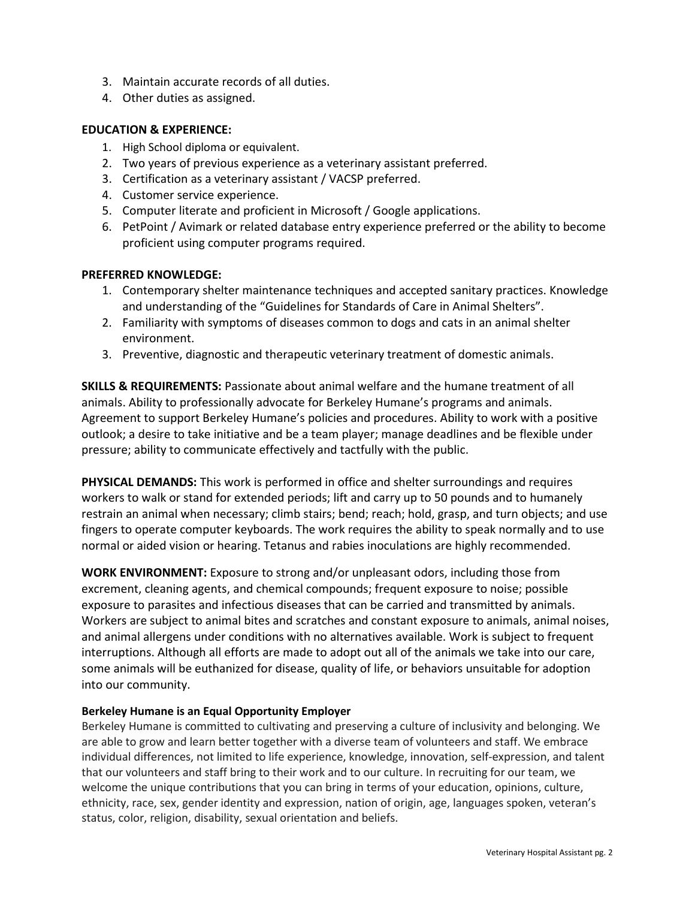3. Maintain accurate records of all duties.
4. Other duties as assigned.

**EDUCATION & EXPERIENCE:**

1. High School diploma or equivalent.
2. Two years of previous experience as a veterinary assistant preferred.
3. Certification as a veterinary assistant / VACSP preferred.
4. Customer service experience.
5. Computer literate and proficient in Microsoft / Google applications.
6. PetPoint / Avimark or related database entry experience preferred or the ability to become proficient using computer programs required.

**PREFERRED KNOWLEDGE:**

1. Contemporary shelter maintenance techniques and accepted sanitary practices. Knowledge and understanding of the "Guidelines for Standards of Care in Animal Shelters".
2. Familiarity with symptoms of diseases common to dogs and cats in an animal shelter environment.
3. Preventive, diagnostic and therapeutic veterinary treatment of domestic animals.

**SKILLS & REQUIREMENTS:** Passionate about animal welfare and the humane treatment of all animals. Ability to professionally advocate for Berkeley Humane's programs and animals. Agreement to support Berkeley Humane's policies and procedures. Ability to work with a positive outlook; a desire to take initiative and be a team player; manage deadlines and be flexible under pressure; ability to communicate effectively and tactfully with the public.

**PHYSICAL DEMANDS:** This work is performed in office and shelter surroundings and requires workers to walk or stand for extended periods; lift and carry up to 50 pounds and to humanely restrain an animal when necessary; climb stairs; bend; reach; hold, grasp, and turn objects; and use fingers to operate computer keyboards. The work requires the ability to speak normally and to use normal or aided vision or hearing. Tetanus and rabies inoculations are highly recommended.

**WORK ENVIRONMENT:** Exposure to strong and/or unpleasant odors, including those from excrement, cleaning agents, and chemical compounds; frequent exposure to noise; possible exposure to parasites and infectious diseases that can be carried and transmitted by animals. Workers are subject to animal bites and scratches and constant exposure to animals, animal noises, and animal allergens under conditions with no alternatives available. Work is subject to frequent interruptions. Although all efforts are made to adopt out all of the animals we take into our care, some animals will be euthanized for disease, quality of life, or behaviors unsuitable for adoption into our community.

**Berkeley Humane is an Equal Opportunity Employer**

Berkeley Humane is committed to cultivating and preserving a culture of inclusivity and belonging. We are able to grow and learn better together with a diverse team of volunteers and staff. We embrace individual differences, not limited to life experience, knowledge, innovation, self-expression, and talent that our volunteers and staff bring to their work and to our culture. In recruiting for our team, we welcome the unique contributions that you can bring in terms of your education, opinions, culture, ethnicity, race, sex, gender identity and expression, nation of origin, age, languages spoken, veteran's status, color, religion, disability, sexual orientation and beliefs.